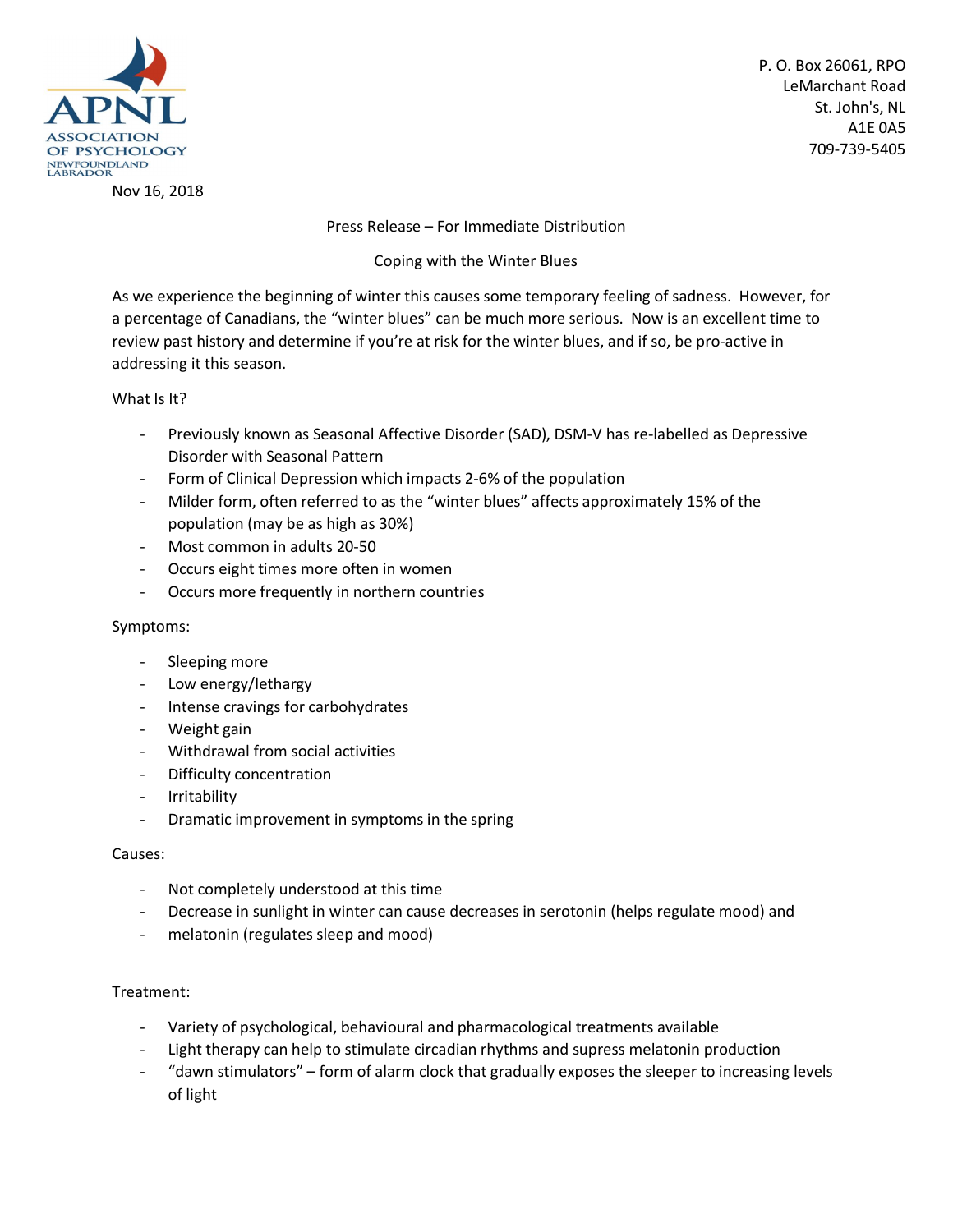APNL
ASSOCIATION OF PSYCHOLOGY
NEWFOUNDLAND LABRADOR

P. O. Box 26061, RPO
LeMarchant Road
St. John's, NL
A1E 0A5
709-739-5405

Nov 16, 2018

Press Release – For Immediate Distribution

Coping with the Winter Blues

As we experience the beginning of winter this causes some temporary feeling of sadness. However, for a percentage of Canadians, the "winter blues" can be much more serious. Now is an excellent time to review past history and determine if you're at risk for the winter blues, and if so, be pro-active in addressing it this season.

What Is It?

- Previously known as Seasonal Affective Disorder (SAD), DSM-V has re-labelled as Depressive Disorder with Seasonal Pattern
- Form of Clinical Depression which impacts 2-6% of the population
- Milder form, often referred to as the "winter blues" affects approximately 15% of the population (may be as high as 30%)
- Most common in adults 20-50
- Occurs eight times more often in women
- Occurs more frequently in northern countries

Symptoms:

- Sleeping more
- Low energy/lethargy
- Intense cravings for carbohydrates
- Weight gain
- Withdrawal from social activities
- Difficulty concentration
- Irritability
- Dramatic improvement in symptoms in the spring

Causes:

- Not completely understood at this time
- Decrease in sunlight in winter can cause decreases in serotonin (helps regulate mood) and
- melatonin (regulates sleep and mood)

Treatment:

- Variety of psychological, behavioural and pharmacological treatments available
- Light therapy can help to stimulate circadian rhythms and supress melatonin production
- "dawn stimulators" – form of alarm clock that gradually exposes the sleeper to increasing levels of light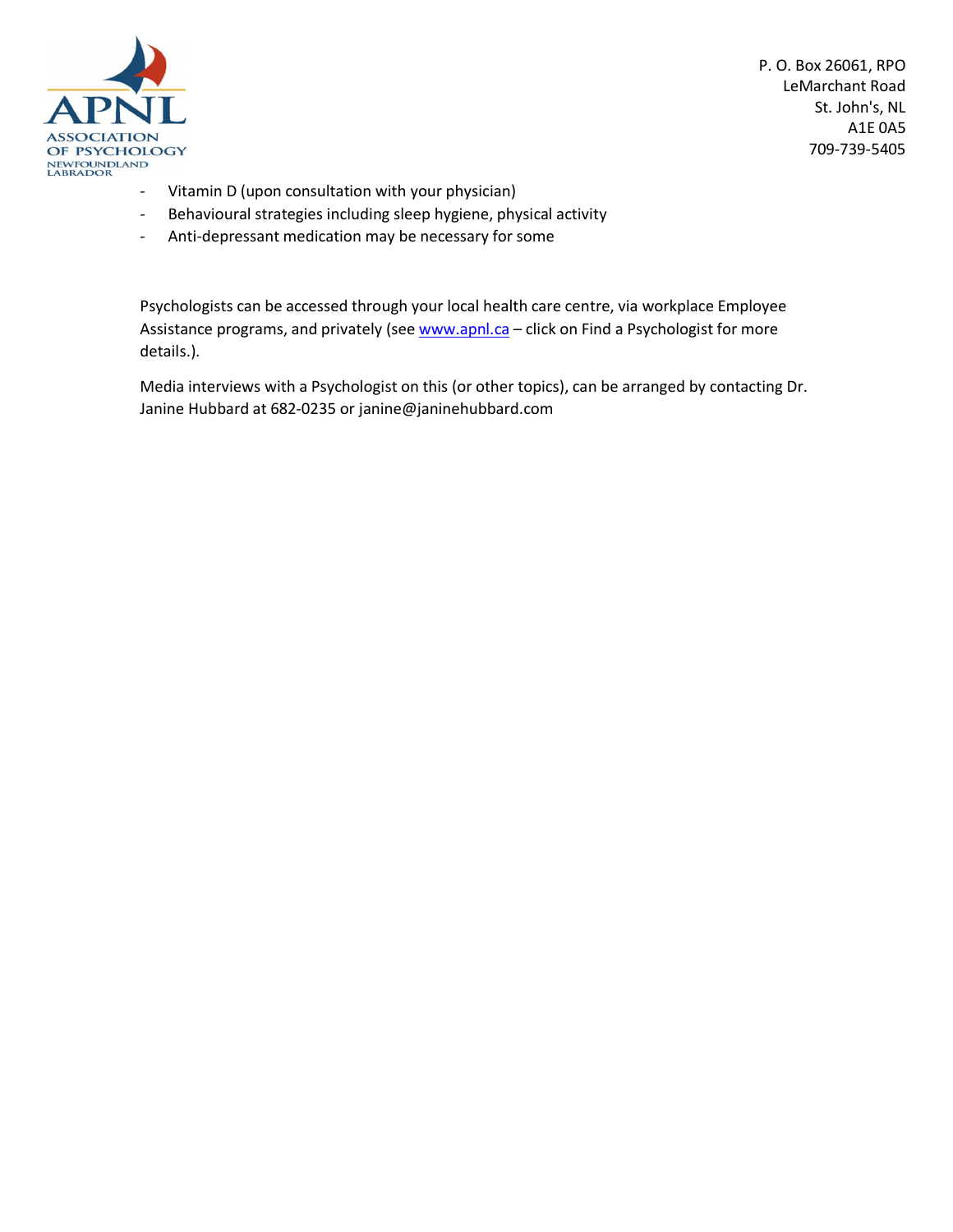- Vitamin D (upon consultation with your physician)
- Behavioural strategies including sleep hygiene, physical activity
- Anti-depressant medication may be necessary for some

Psychologists can be accessed through your local health care centre, via workplace Employee Assistance programs, and privately (see www.apnl.ca – click on Find a Psychologist for more details.).

Media interviews with a Psychologist on this (or other topics), can be arranged by contacting Dr. Janine Hubbard at 682-0235 or janine@janinehubbard.com